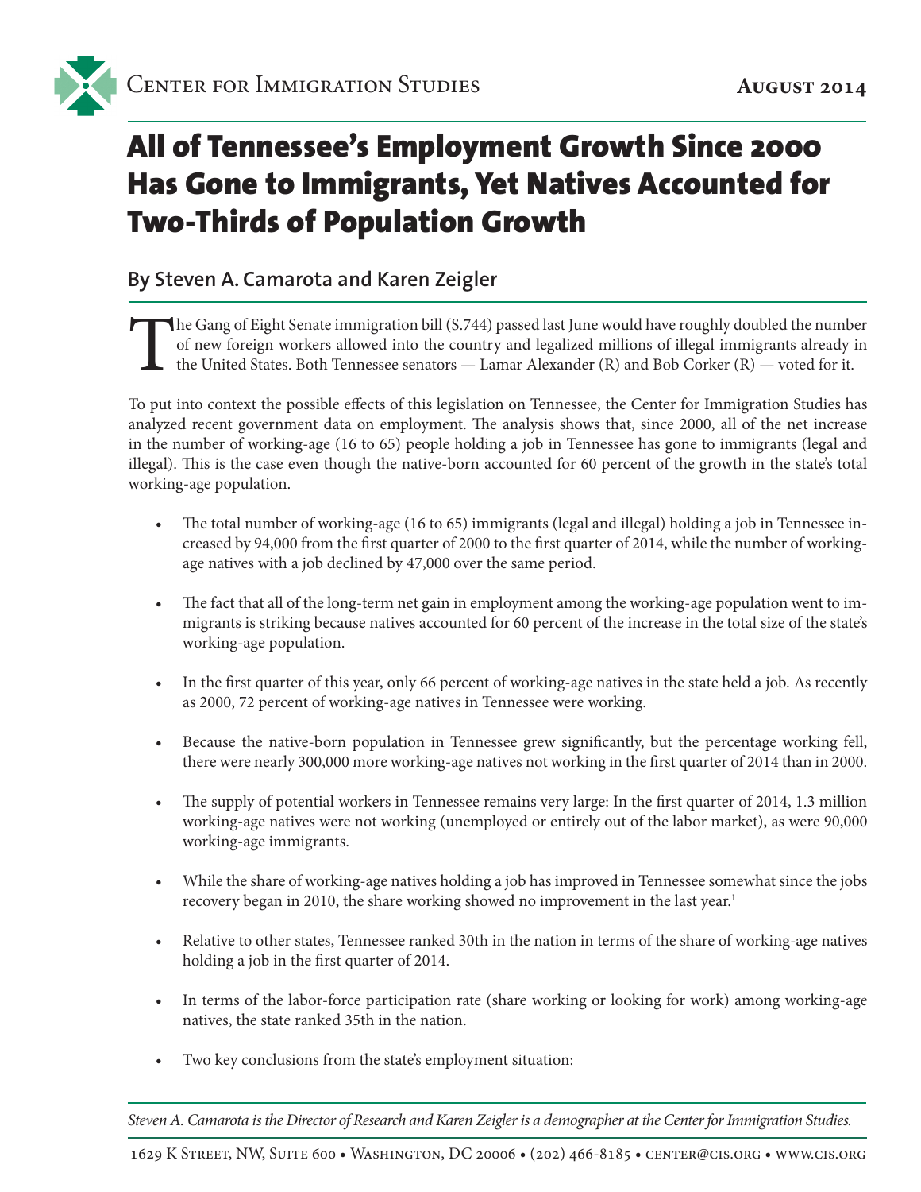Center for Immigration Studies

**August 2014**

# All of Tennessee's Employment Growth Since 2000 Has Gone to Immigrants, Yet Natives Accounted for Two-Thirds of Population Growth

## By Steven A. Camarota and Karen Zeigler

The Gang of Eight Senate immigration bill (S.744) passed last June would have roughly doubled the number of new foreign workers allowed into the country and legalized millions of illegal immigrants already in the United States. Both Tennessee senators — Lamar Alexander (R) and Bob Corker (R) — voted for it.

To put into context the possible effects of this legislation on Tennessee, the Center for Immigration Studies has analyzed recent government data on employment. The analysis shows that, since 2000, all of the net increase in the number of working-age (16 to 65) people holding a job in Tennessee has gone to immigrants (legal and illegal). This is the case even though the native-born accounted for 60 percent of the growth in the state's total working-age population.

- The total number of working-age (16 to 65) immigrants (legal and illegal) holding a job in Tennessee increased by 94,000 from the first quarter of 2000 to the first quarter of 2014, while the number of working-age natives with a job declined by 47,000 over the same period.
- The fact that all of the long-term net gain in employment among the working-age population went to immigrants is striking because natives accounted for 60 percent of the increase in the total size of the state's working-age population.
- In the first quarter of this year, only 66 percent of working-age natives in the state held a job. As recently as 2000, 72 percent of working-age natives in Tennessee were working.
- Because the native-born population in Tennessee grew significantly, but the percentage working fell, there were nearly 300,000 more working-age natives not working in the first quarter of 2014 than in 2000.
- The supply of potential workers in Tennessee remains very large: In the first quarter of 2014, 1.3 million working-age natives were not working (unemployed or entirely out of the labor market), as were 90,000 working-age immigrants.
- While the share of working-age natives holding a job has improved in Tennessee somewhat since the jobs recovery began in 2010, the share working showed no improvement in the last year.[1]
- Relative to other states, Tennessee ranked 30th in the nation in terms of the share of working-age natives holding a job in the first quarter of 2014.
- In terms of the labor-force participation rate (share working or looking for work) among working-age natives, the state ranked 35th in the nation.
- Two key conclusions from the state's employment situation:

*Steven A. Camarota is the Director of Research and Karen Zeigler is a demographer at the Center for Immigration Studies.*

1629 K Street, NW, Suite 600 • Washington, DC 20006 • (202) 466-8185 • center@cis.org • www.cis.org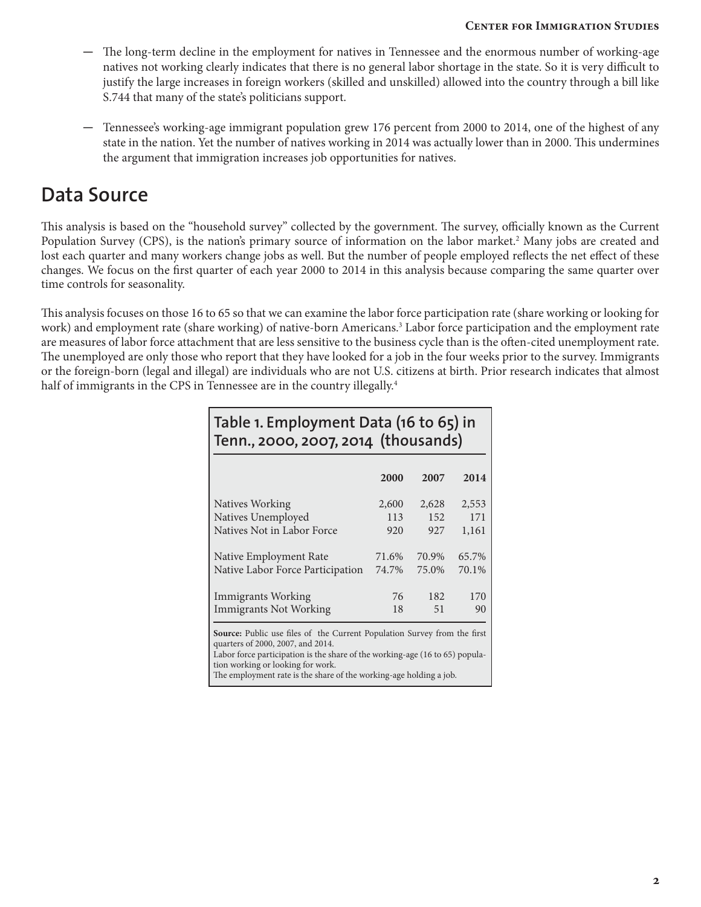- The long-term decline in the employment for natives in Tennessee and the enormous number of working-age natives not working clearly indicates that there is no general labor shortage in the state. So it is very difficult to justify the large increases in foreign workers (skilled and unskilled) allowed into the country through a bill like S.744 that many of the state's politicians support.

- Tennessee's working-age immigrant population grew 176 percent from 2000 to 2014, one of the highest of any state in the nation. Yet the number of natives working in 2014 was actually lower than in 2000. This undermines the argument that immigration increases job opportunities for natives.

## Data Source

This analysis is based on the "household survey" collected by the government. The survey, officially known as the Current Population Survey (CPS), is the nation's primary source of information on the labor market.[2] Many jobs are created and lost each quarter and many workers change jobs as well. But the number of people employed reflects the net effect of these changes. We focus on the first quarter of each year 2000 to 2014 in this analysis because comparing the same quarter over time controls for seasonality.

This analysis focuses on those 16 to 65 so that we can examine the labor force participation rate (share working or looking for work) and employment rate (share working) of native-born Americans.[3] Labor force participation and the employment rate are measures of labor force attachment that are less sensitive to the business cycle than is the often-cited unemployment rate. The unemployed are only those who report that they have looked for a job in the four weeks prior to the survey. Immigrants or the foreign-born (legal and illegal) are individuals who are not U.S. citizens at birth. Prior research indicates that almost half of immigrants in the CPS in Tennessee are in the country illegally.[4]

**Table 1. Employment Data (16 to 65) in Tenn., 2000, 2007, 2014 (thousands)**

| | 2000 | 2007 | 2014 |
|---|---|---|---|
| Natives Working | 2,600 | 2,628 | 2,553 |
| Natives Unemployed | 113 | 152 | 171 |
| Natives Not in Labor Force | 920 | 927 | 1,161 |
| Native Employment Rate | 71.6% | 70.9% | 65.7% |
| Native Labor Force Participation | 74.7% | 75.0% | 70.1% |
| Immigrants Working | 76 | 182 | 170 |
| Immigrants Not Working | 18 | 51 | 90 |

**Source:** Public use files of the Current Population Survey from the first quarters of 2000, 2007, and 2014.
Labor force participation is the share of the working-age (16 to 65) population working or looking for work.
The employment rate is the share of the working-age holding a job.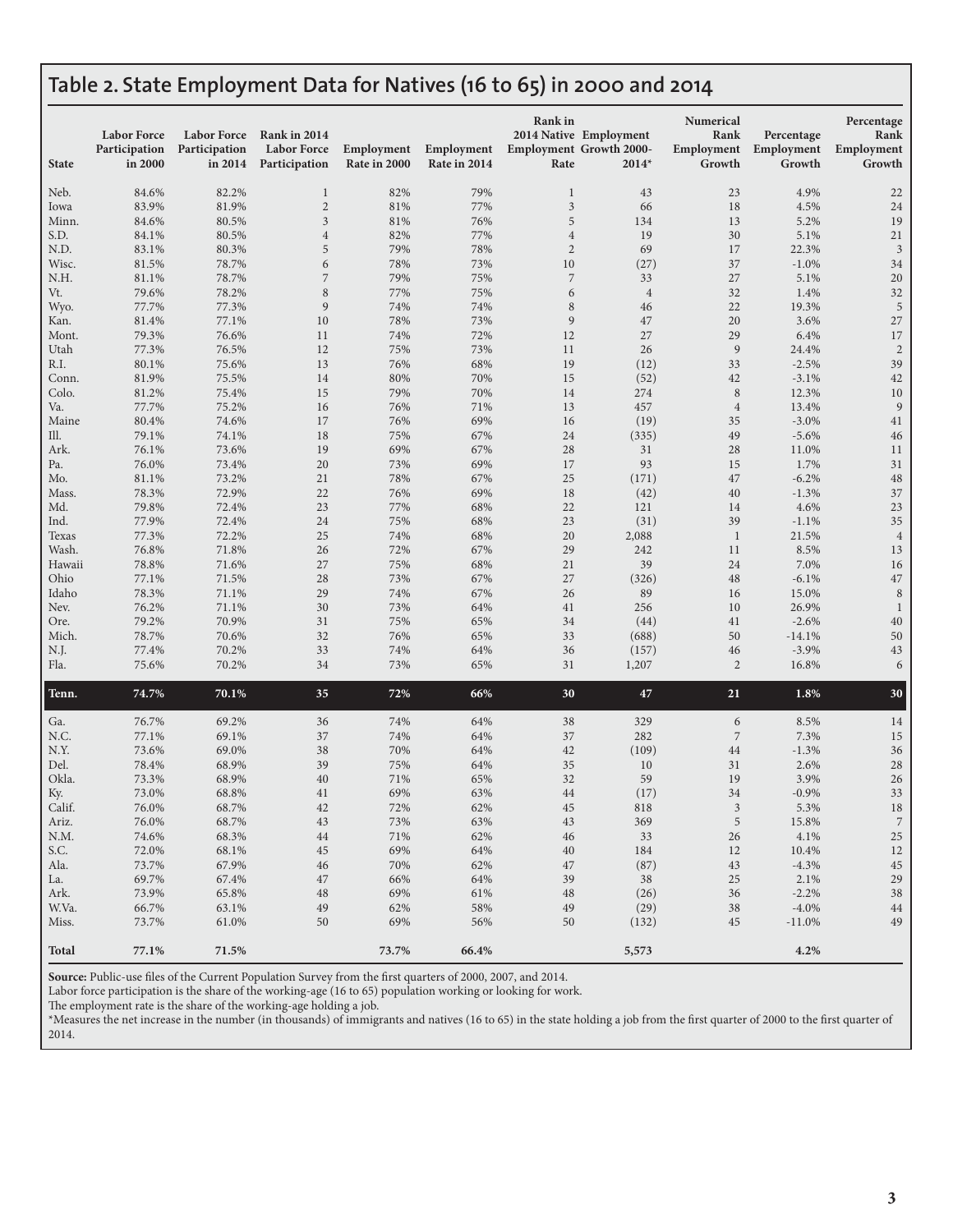## Table 2. State Employment Data for Natives (16 to 65) in 2000 and 2014

| State | Labor Force Participation in 2000 | Labor Force Participation in 2014 | Rank in 2014 Labor Force Participation | Employment Rate in 2000 | Employment Rate in 2014 | Rank in 2014 Native Employment Rate | Employment Growth 2000-2014* | Numerical Rank Employment Growth | Percentage Employment Growth | Percentage Rank Employment Growth |
|---|---|---|---|---|---|---|---|---|---|---|
| Neb. | 84.6% | 82.2% | 1 | 82% | 79% | 1 | 43 | 23 | 4.9% | 22 |
| Iowa | 83.9% | 81.9% | 2 | 81% | 77% | 3 | 66 | 18 | 4.5% | 24 |
| Minn. | 84.6% | 80.5% | 3 | 81% | 76% | 5 | 134 | 13 | 5.2% | 19 |
| S.D. | 84.1% | 80.5% | 4 | 82% | 77% | 4 | 19 | 30 | 5.1% | 21 |
| N.D. | 83.1% | 80.3% | 5 | 79% | 78% | 2 | 69 | 17 | 22.3% | 3 |
| Wisc. | 81.5% | 78.7% | 6 | 78% | 73% | 10 | (27) | 37 | -1.0% | 34 |
| N.H. | 81.1% | 78.7% | 7 | 79% | 75% | 7 | 33 | 27 | 5.1% | 20 |
| Vt. | 79.6% | 78.2% | 8 | 77% | 75% | 6 | 4 | 32 | 1.4% | 32 |
| Wyo. | 77.7% | 77.3% | 9 | 74% | 74% | 8 | 46 | 22 | 19.3% | 5 |
| Kan. | 81.4% | 77.1% | 10 | 78% | 73% | 9 | 47 | 20 | 3.6% | 27 |
| Mont. | 79.3% | 76.6% | 11 | 74% | 72% | 12 | 27 | 29 | 6.4% | 17 |
| Utah | 77.3% | 76.5% | 12 | 75% | 73% | 11 | 26 | 9 | 24.4% | 2 |
| R.I. | 80.1% | 75.6% | 13 | 76% | 68% | 19 | (12) | 33 | -2.5% | 39 |
| Conn. | 81.9% | 75.5% | 14 | 80% | 70% | 15 | (52) | 42 | -3.1% | 42 |
| Colo. | 81.2% | 75.4% | 15 | 79% | 70% | 14 | 274 | 8 | 12.3% | 10 |
| Va. | 77.7% | 75.2% | 16 | 76% | 71% | 13 | 457 | 4 | 13.4% | 9 |
| Maine | 80.4% | 74.6% | 17 | 76% | 69% | 16 | (19) | 35 | -3.0% | 41 |
| Ill. | 79.1% | 74.1% | 18 | 75% | 67% | 24 | (335) | 49 | -5.6% | 46 |
| Ark. | 76.1% | 73.6% | 19 | 69% | 67% | 28 | 31 | 28 | 11.0% | 11 |
| Pa. | 76.0% | 73.4% | 20 | 73% | 69% | 17 | 93 | 15 | 1.7% | 31 |
| Mo. | 81.1% | 73.2% | 21 | 78% | 67% | 25 | (171) | 47 | -6.2% | 48 |
| Mass. | 78.3% | 72.9% | 22 | 76% | 69% | 18 | (42) | 40 | -1.3% | 37 |
| Md. | 79.8% | 72.4% | 23 | 77% | 68% | 22 | 121 | 14 | 4.6% | 23 |
| Ind. | 77.9% | 72.4% | 24 | 75% | 68% | 23 | (31) | 39 | -1.1% | 35 |
| Texas | 77.3% | 72.2% | 25 | 74% | 68% | 20 | 2,088 | 1 | 21.5% | 4 |
| Wash. | 76.8% | 71.8% | 26 | 72% | 67% | 29 | 242 | 11 | 8.5% | 13 |
| Hawaii | 78.8% | 71.6% | 27 | 75% | 68% | 21 | 39 | 24 | 7.0% | 16 |
| Ohio | 77.1% | 71.5% | 28 | 73% | 67% | 27 | (326) | 48 | -6.1% | 47 |
| Idaho | 78.3% | 71.1% | 29 | 74% | 67% | 26 | 89 | 16 | 15.0% | 8 |
| Nev. | 76.2% | 71.1% | 30 | 73% | 64% | 41 | 256 | 10 | 26.9% | 1 |
| Ore. | 79.2% | 70.9% | 31 | 75% | 65% | 34 | (44) | 41 | -2.6% | 40 |
| Mich. | 78.7% | 70.6% | 32 | 76% | 65% | 33 | (688) | 50 | -14.1% | 50 |
| N.J. | 77.4% | 70.2% | 33 | 74% | 64% | 36 | (157) | 46 | -3.9% | 43 |
| Fla. | 75.6% | 70.2% | 34 | 73% | 65% | 31 | 1,207 | 2 | 16.8% | 6 |
| **Tenn.** | **74.7%** | **70.1%** | **35** | **72%** | **66%** | **30** | **47** | **21** | **1.8%** | **30** |
| Ga. | 76.7% | 69.2% | 36 | 74% | 64% | 38 | 329 | 6 | 8.5% | 14 |
| N.C. | 77.1% | 69.1% | 37 | 74% | 64% | 37 | 282 | 7 | 7.3% | 15 |
| N.Y. | 73.6% | 69.0% | 38 | 70% | 64% | 42 | (109) | 44 | -1.3% | 36 |
| Del. | 78.4% | 68.9% | 39 | 75% | 64% | 35 | 10 | 31 | 2.6% | 28 |
| Okla. | 73.3% | 68.9% | 40 | 71% | 65% | 32 | 59 | 19 | 3.9% | 26 |
| Ky. | 73.0% | 68.8% | 41 | 69% | 63% | 44 | (17) | 34 | -0.9% | 33 |
| Calif. | 76.0% | 68.7% | 42 | 72% | 62% | 45 | 818 | 3 | 5.3% | 18 |
| Ariz. | 76.0% | 68.7% | 43 | 73% | 63% | 43 | 369 | 5 | 15.8% | 7 |
| N.M. | 74.6% | 68.3% | 44 | 71% | 62% | 46 | 33 | 26 | 4.1% | 25 |
| S.C. | 72.0% | 68.1% | 45 | 69% | 64% | 40 | 184 | 12 | 10.4% | 12 |
| Ala. | 73.7% | 67.9% | 46 | 70% | 62% | 47 | (87) | 43 | -4.3% | 45 |
| La. | 69.7% | 67.4% | 47 | 66% | 64% | 39 | 38 | 25 | 2.1% | 29 |
| Ark. | 73.9% | 65.8% | 48 | 69% | 61% | 48 | (26) | 36 | -2.2% | 38 |
| W.Va. | 66.7% | 63.1% | 49 | 62% | 58% | 49 | (29) | 38 | -4.0% | 44 |
| Miss. | 73.7% | 61.0% | 50 | 69% | 56% | 50 | (132) | 45 | -11.0% | 49 |
| **Total** | **77.1%** | **71.5%** | | **73.7%** | **66.4%** | | **5,573** | | **4.2%** | |

**Source:** Public-use files of the Current Population Survey from the first quarters of 2000, 2007, and 2014.

Labor force participation is the share of the working-age (16 to 65) population working or looking for work.

The employment rate is the share of the working-age holding a job.

*Measures the net increase in the number (in thousands) of immigrants and natives (16 to 65) in the state holding a job from the first quarter of 2000 to the first quarter of 2014.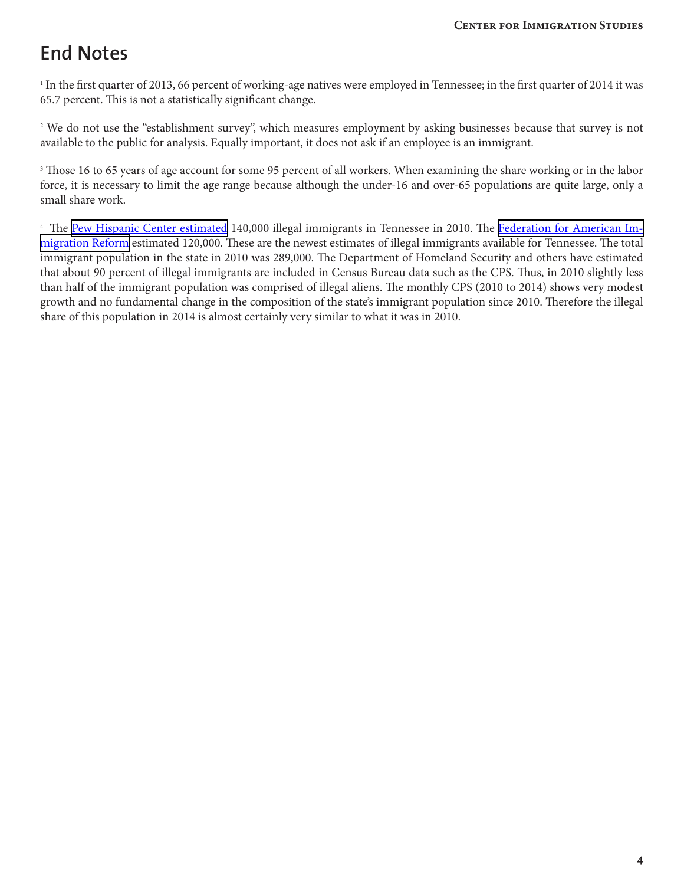## End Notes

[1] In the first quarter of 2013, 66 percent of working-age natives were employed in Tennessee; in the first quarter of 2014 it was 65.7 percent. This is not a statistically significant change.

[2] We do not use the "establishment survey", which measures employment by asking businesses because that survey is not available to the public for analysis. Equally important, it does not ask if an employee is an immigrant.

[3] Those 16 to 65 years of age account for some 95 percent of all workers. When examining the share working or in the labor force, it is necessary to limit the age range because although the under-16 and over-65 populations are quite large, only a small share work.

[4] The Pew Hispanic Center estimated 140,000 illegal immigrants in Tennessee in 2010. The Federation for American Immigration Reform estimated 120,000. These are the newest estimates of illegal immigrants available for Tennessee. The total immigrant population in the state in 2010 was 289,000. The Department of Homeland Security and others have estimated that about 90 percent of illegal immigrants are included in Census Bureau data such as the CPS. Thus, in 2010 slightly less than half of the immigrant population was comprised of illegal aliens. The monthly CPS (2010 to 2014) shows very modest growth and no fundamental change in the composition of the state's immigrant population since 2010. Therefore the illegal share of this population in 2014 is almost certainly very similar to what it was in 2010.